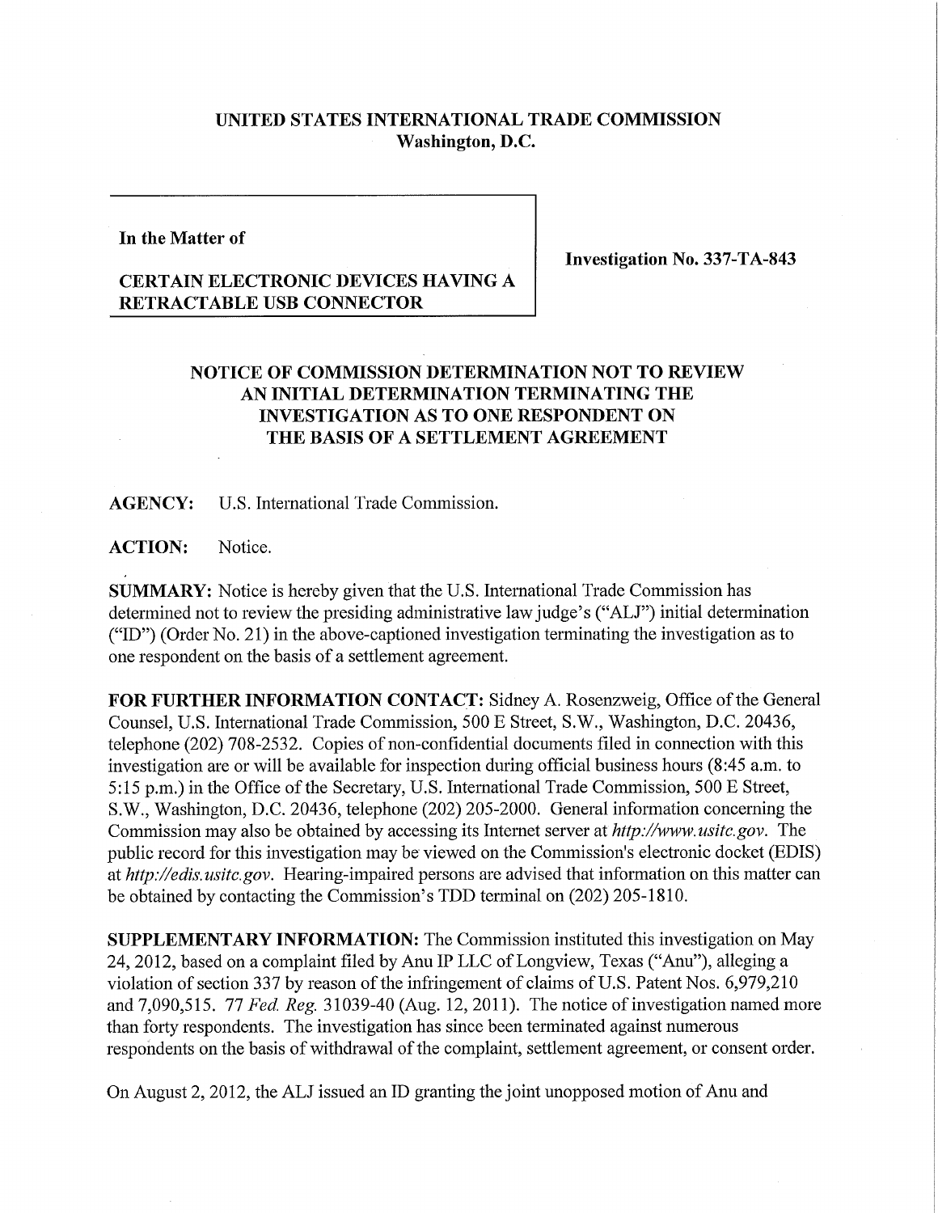**UNITED STATES INTERNATIONAL TRADE COMMISSION**
**Washington, D.C.**

**In the Matter of**

**CERTAIN ELECTRONIC DEVICES HAVING A RETRACTABLE USB CONNECTOR**

**Investigation No. 337-TA-843**

## NOTICE OF COMMISSION DETERMINATION NOT TO REVIEW AN INITIAL DETERMINATION TERMINATING THE INVESTIGATION AS TO ONE RESPONDENT ON THE BASIS OF A SETTLEMENT AGREEMENT

**AGENCY:** U.S. International Trade Commission.

**ACTION:** Notice.

**SUMMARY:** Notice is hereby given that the U.S. International Trade Commission has determined not to review the presiding administrative law judge's ("ALJ") initial determination ("ID") (Order No. 21) in the above-captioned investigation terminating the investigation as to one respondent on the basis of a settlement agreement.

**FOR FURTHER INFORMATION CONTACT:** Sidney A. Rosenzweig, Office of the General Counsel, U.S. International Trade Commission, 500 E Street, S.W., Washington, D.C. 20436, telephone (202) 708-2532. Copies of non-confidential documents filed in connection with this investigation are or will be available for inspection during official business hours (8:45 a.m. to 5:15 p.m.) in the Office of the Secretary, U.S. International Trade Commission, 500 E Street, S.W., Washington, D.C. 20436, telephone (202) 205-2000. General information concerning the Commission may also be obtained by accessing its Internet server at *http://www.usitc.gov*. The public record for this investigation may be viewed on the Commission's electronic docket (EDIS) at *http://edis.usitc.gov*. Hearing-impaired persons are advised that information on this matter can be obtained by contacting the Commission's TDD terminal on (202) 205-1810.

**SUPPLEMENTARY INFORMATION:** The Commission instituted this investigation on May 24, 2012, based on a complaint filed by Anu IP LLC of Longview, Texas ("Anu"), alleging a violation of section 337 by reason of the infringement of claims of U.S. Patent Nos. 6,979,210 and 7,090,515. 77 *Fed. Reg.* 31039-40 (Aug. 12, 2011). The notice of investigation named more than forty respondents. The investigation has since been terminated against numerous respondents on the basis of withdrawal of the complaint, settlement agreement, or consent order.

On August 2, 2012, the ALJ issued an ID granting the joint unopposed motion of Anu and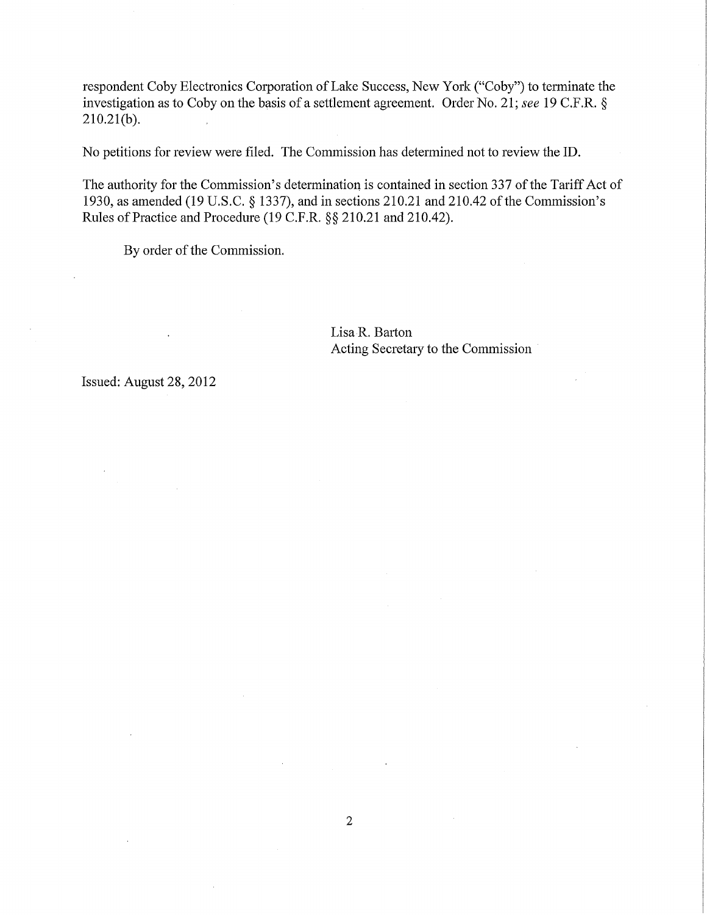respondent Coby Electronics Corporation of Lake Success, New York ("Coby") to terminate the investigation as to Coby on the basis of a settlement agreement. Order No. 21; *see* 19 C.F.R. § 210.21(b).

No petitions for review were filed. The Commission has determined not to review the ID.

The authority for the Commission's determination is contained in section 337 of the Tariff Act of 1930, as amended (19 U.S.C. § 1337), and in sections 210.21 and 210.42 of the Commission's Rules of Practice and Procedure (19 C.F.R. §§ 210.21 and 210.42).

By order of the Commission.

Lisa R. Barton
Acting Secretary to the Commission

Issued: August 28, 2012